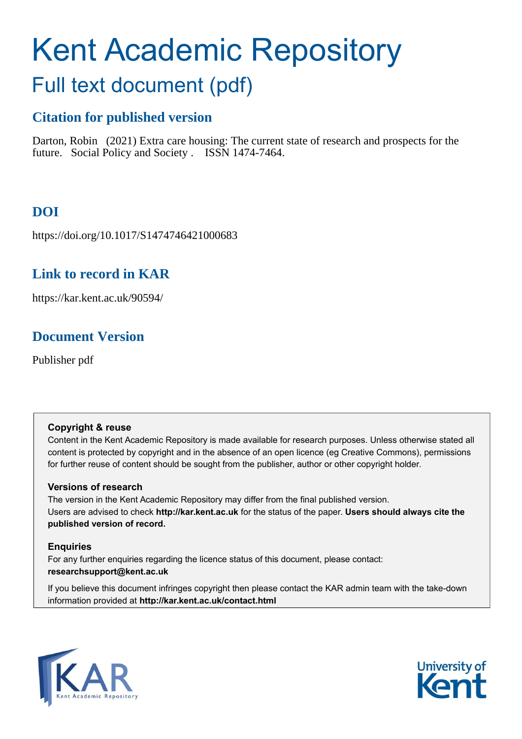# Kent Academic Repository

## Full text document (pdf)

### Citation for published version

Darton, Robin (2021) Extra care housing: The current state of research and prospects for the future. Social Policy and Society . ISSN 1474-7464.

### DOI

https://doi.org/10.1017/S1474746421000683

### Link to record in KAR

https://kar.kent.ac.uk/90594/

### Document Version

Publisher pdf

**Copyright & reuse**

Content in the Kent Academic Repository is made available for research purposes. Unless otherwise stated all content is protected by copyright and in the absence of an open licence (eg Creative Commons), permissions for further reuse of content should be sought from the publisher, author or other copyright holder.

**Versions of research**

The version in the Kent Academic Repository may differ from the final published version. Users are advised to check **http://kar.kent.ac.uk** for the status of the paper. **Users should always cite the published version of record.**

**Enquiries**

For any further enquiries regarding the licence status of this document, please contact: **researchsupport@kent.ac.uk**

If you believe this document infringes copyright then please contact the KAR admin team with the take-down information provided at **http://kar.kent.ac.uk/contact.html**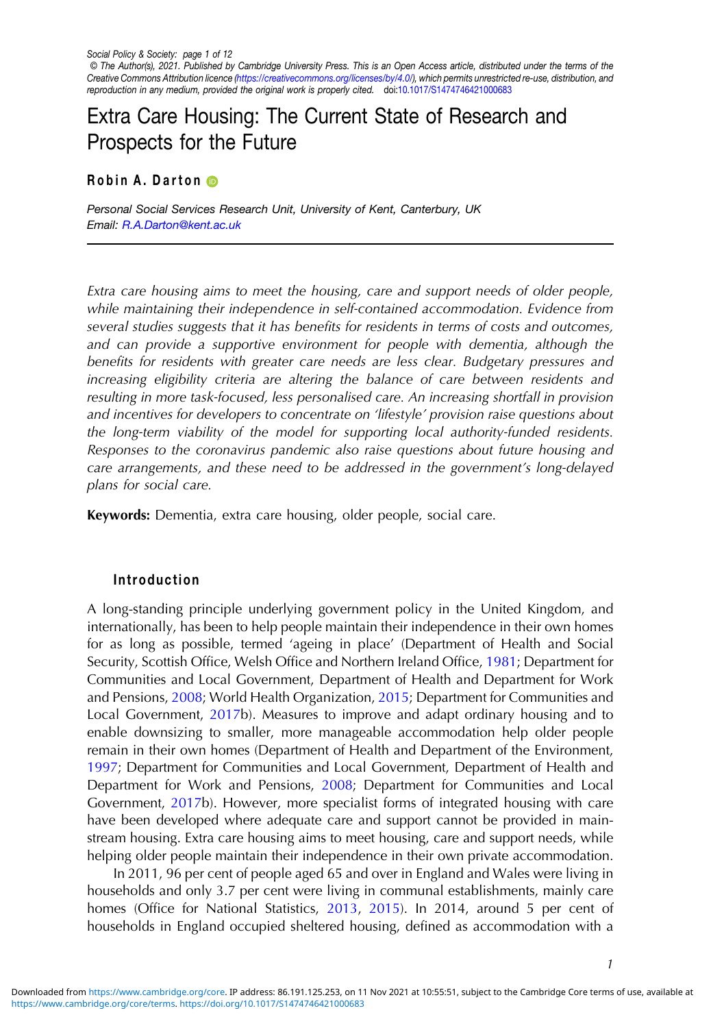# Extra Care Housing: The Current State of Research and Prospects for the Future

**Robin A. Darton**

*Personal Social Services Research Unit, University of Kent, Canterbury, UK*
*Email: R.A.Darton@kent.ac.uk*

*Extra care housing aims to meet the housing, care and support needs of older people, while maintaining their independence in self-contained accommodation. Evidence from several studies suggests that it has benefits for residents in terms of costs and outcomes, and can provide a supportive environment for people with dementia, although the benefits for residents with greater care needs are less clear. Budgetary pressures and increasing eligibility criteria are altering the balance of care between residents and resulting in more task-focused, less personalised care. An increasing shortfall in provision and incentives for developers to concentrate on 'lifestyle' provision raise questions about the long-term viability of the model for supporting local authority-funded residents. Responses to the coronavirus pandemic also raise questions about future housing and care arrangements, and these need to be addressed in the government's long-delayed plans for social care.*

**Keywords:** Dementia, extra care housing, older people, social care.

## Introduction

A long-standing principle underlying government policy in the United Kingdom, and internationally, has been to help people maintain their independence in their own homes for as long as possible, termed 'ageing in place' (Department of Health and Social Security, Scottish Office, Welsh Office and Northern Ireland Office, 1981; Department for Communities and Local Government, Department of Health and Department for Work and Pensions, 2008; World Health Organization, 2015; Department for Communities and Local Government, 2017b). Measures to improve and adapt ordinary housing and to enable downsizing to smaller, more manageable accommodation help older people remain in their own homes (Department of Health and Department of the Environment, 1997; Department for Communities and Local Government, Department of Health and Department for Work and Pensions, 2008; Department for Communities and Local Government, 2017b). However, more specialist forms of integrated housing with care have been developed where adequate care and support cannot be provided in mainstream housing. Extra care housing aims to meet housing, care and support needs, while helping older people maintain their independence in their own private accommodation.

In 2011, 96 per cent of people aged 65 and over in England and Wales were living in households and only 3.7 per cent were living in communal establishments, mainly care homes (Office for National Statistics, 2013, 2015). In 2014, around 5 per cent of households in England occupied sheltered housing, defined as accommodation with a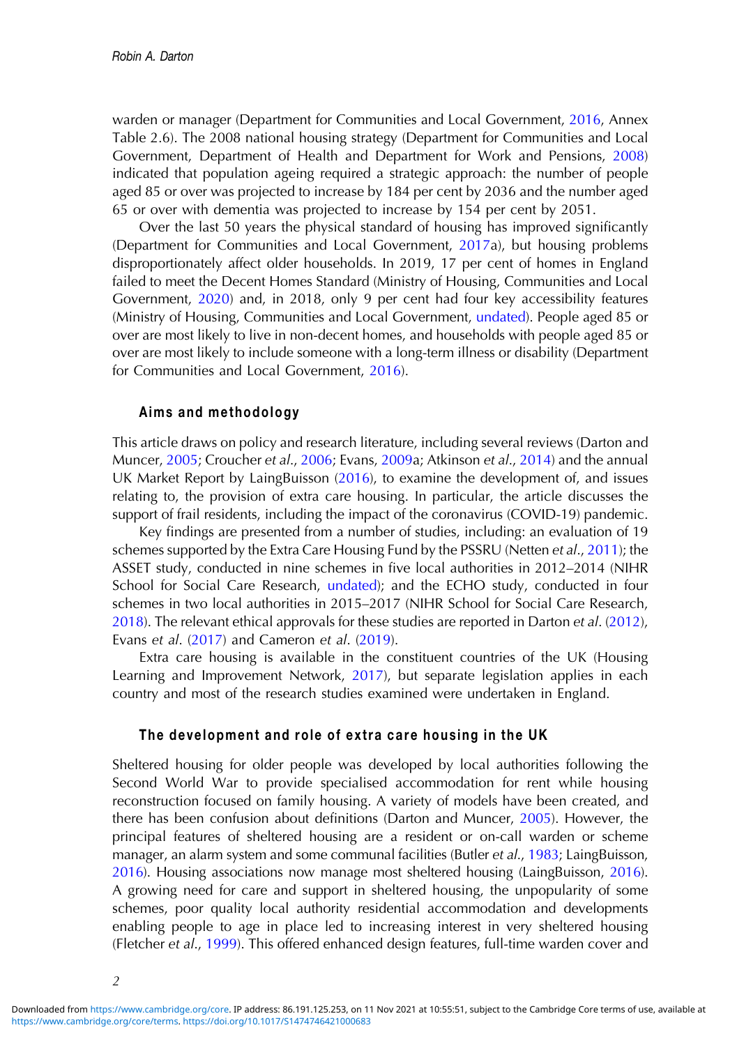warden or manager (Department for Communities and Local Government, 2016, Annex Table 2.6). The 2008 national housing strategy (Department for Communities and Local Government, Department of Health and Department for Work and Pensions, 2008) indicated that population ageing required a strategic approach: the number of people aged 85 or over was projected to increase by 184 per cent by 2036 and the number aged 65 or over with dementia was projected to increase by 154 per cent by 2051.

Over the last 50 years the physical standard of housing has improved significantly (Department for Communities and Local Government, 2017a), but housing problems disproportionately affect older households. In 2019, 17 per cent of homes in England failed to meet the Decent Homes Standard (Ministry of Housing, Communities and Local Government, 2020) and, in 2018, only 9 per cent had four key accessibility features (Ministry of Housing, Communities and Local Government, undated). People aged 85 or over are most likely to live in non-decent homes, and households with people aged 85 or over are most likely to include someone with a long-term illness or disability (Department for Communities and Local Government, 2016).

## Aims and methodology

This article draws on policy and research literature, including several reviews (Darton and Muncer, 2005; Croucher *et al.*, 2006; Evans, 2009a; Atkinson *et al.*, 2014) and the annual UK Market Report by LaingBuisson (2016), to examine the development of, and issues relating to, the provision of extra care housing. In particular, the article discusses the support of frail residents, including the impact of the coronavirus (COVID-19) pandemic.

Key findings are presented from a number of studies, including: an evaluation of 19 schemes supported by the Extra Care Housing Fund by the PSSRU (Netten *et al.*, 2011); the ASSET study, conducted in nine schemes in five local authorities in 2012–2014 (NIHR School for Social Care Research, undated); and the ECHO study, conducted in four schemes in two local authorities in 2015–2017 (NIHR School for Social Care Research, 2018). The relevant ethical approvals for these studies are reported in Darton *et al.* (2012), Evans *et al.* (2017) and Cameron *et al.* (2019).

Extra care housing is available in the constituent countries of the UK (Housing Learning and Improvement Network, 2017), but separate legislation applies in each country and most of the research studies examined were undertaken in England.

## The development and role of extra care housing in the UK

Sheltered housing for older people was developed by local authorities following the Second World War to provide specialised accommodation for rent while housing reconstruction focused on family housing. A variety of models have been created, and there has been confusion about definitions (Darton and Muncer, 2005). However, the principal features of sheltered housing are a resident or on-call warden or scheme manager, an alarm system and some communal facilities (Butler *et al.*, 1983; LaingBuisson, 2016). Housing associations now manage most sheltered housing (LaingBuisson, 2016). A growing need for care and support in sheltered housing, the unpopularity of some schemes, poor quality local authority residential accommodation and developments enabling people to age in place led to increasing interest in very sheltered housing (Fletcher *et al.*, 1999). This offered enhanced design features, full-time warden cover and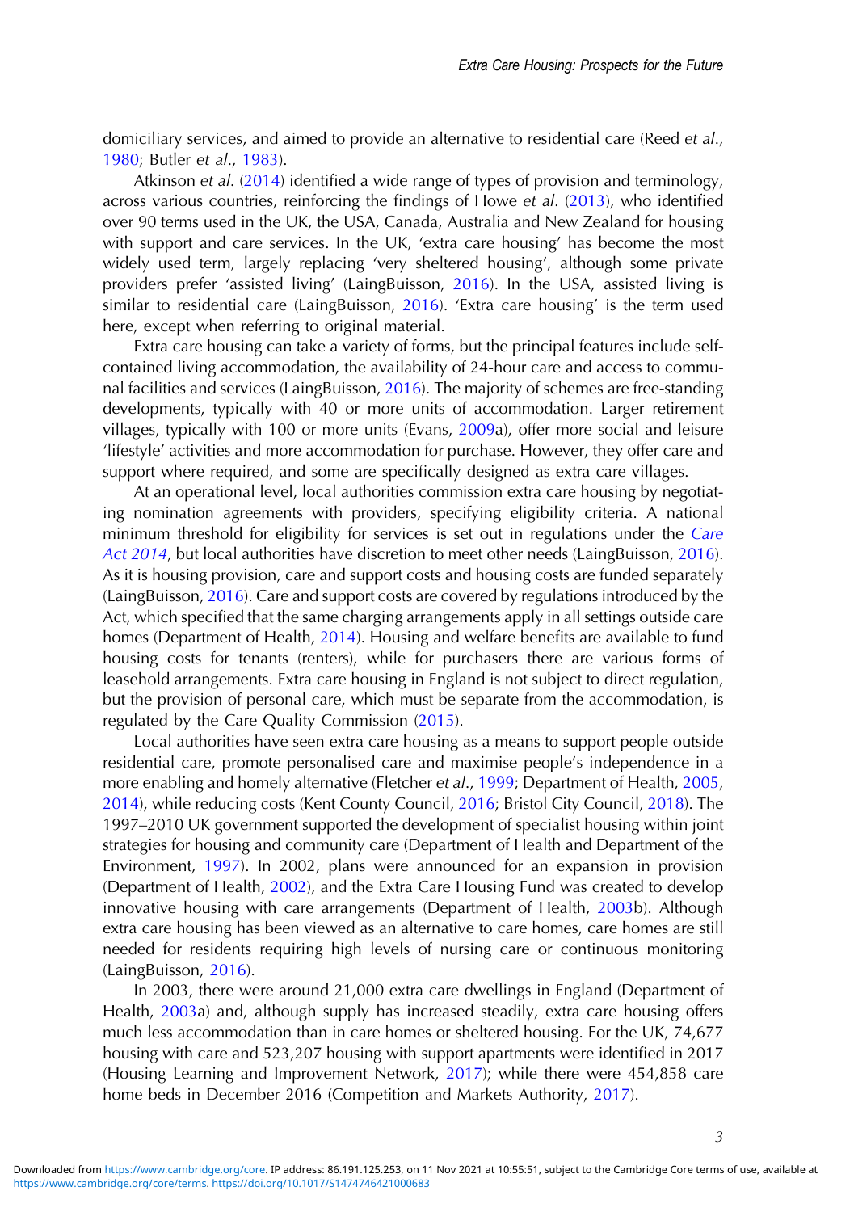domiciliary services, and aimed to provide an alternative to residential care (Reed *et al.*, 1980; Butler *et al.*, 1983).

Atkinson *et al.* (2014) identified a wide range of types of provision and terminology, across various countries, reinforcing the findings of Howe *et al.* (2013), who identified over 90 terms used in the UK, the USA, Canada, Australia and New Zealand for housing with support and care services. In the UK, 'extra care housing' has become the most widely used term, largely replacing 'very sheltered housing', although some private providers prefer 'assisted living' (LaingBuisson, 2016). In the USA, assisted living is similar to residential care (LaingBuisson, 2016). 'Extra care housing' is the term used here, except when referring to original material.

Extra care housing can take a variety of forms, but the principal features include self-contained living accommodation, the availability of 24-hour care and access to communal facilities and services (LaingBuisson, 2016). The majority of schemes are free-standing developments, typically with 40 or more units of accommodation. Larger retirement villages, typically with 100 or more units (Evans, 2009a), offer more social and leisure 'lifestyle' activities and more accommodation for purchase. However, they offer care and support where required, and some are specifically designed as extra care villages.

At an operational level, local authorities commission extra care housing by negotiating nomination agreements with providers, specifying eligibility criteria. A national minimum threshold for eligibility for services is set out in regulations under the *Care Act 2014*, but local authorities have discretion to meet other needs (LaingBuisson, 2016). As it is housing provision, care and support costs and housing costs are funded separately (LaingBuisson, 2016). Care and support costs are covered by regulations introduced by the Act, which specified that the same charging arrangements apply in all settings outside care homes (Department of Health, 2014). Housing and welfare benefits are available to fund housing costs for tenants (renters), while for purchasers there are various forms of leasehold arrangements. Extra care housing in England is not subject to direct regulation, but the provision of personal care, which must be separate from the accommodation, is regulated by the Care Quality Commission (2015).

Local authorities have seen extra care housing as a means to support people outside residential care, promote personalised care and maximise people's independence in a more enabling and homely alternative (Fletcher *et al.*, 1999; Department of Health, 2005, 2014), while reducing costs (Kent County Council, 2016; Bristol City Council, 2018). The 1997–2010 UK government supported the development of specialist housing within joint strategies for housing and community care (Department of Health and Department of the Environment, 1997). In 2002, plans were announced for an expansion in provision (Department of Health, 2002), and the Extra Care Housing Fund was created to develop innovative housing with care arrangements (Department of Health, 2003b). Although extra care housing has been viewed as an alternative to care homes, care homes are still needed for residents requiring high levels of nursing care or continuous monitoring (LaingBuisson, 2016).

In 2003, there were around 21,000 extra care dwellings in England (Department of Health, 2003a) and, although supply has increased steadily, extra care housing offers much less accommodation than in care homes or sheltered housing. For the UK, 74,677 housing with care and 523,207 housing with support apartments were identified in 2017 (Housing Learning and Improvement Network, 2017); while there were 454,858 care home beds in December 2016 (Competition and Markets Authority, 2017).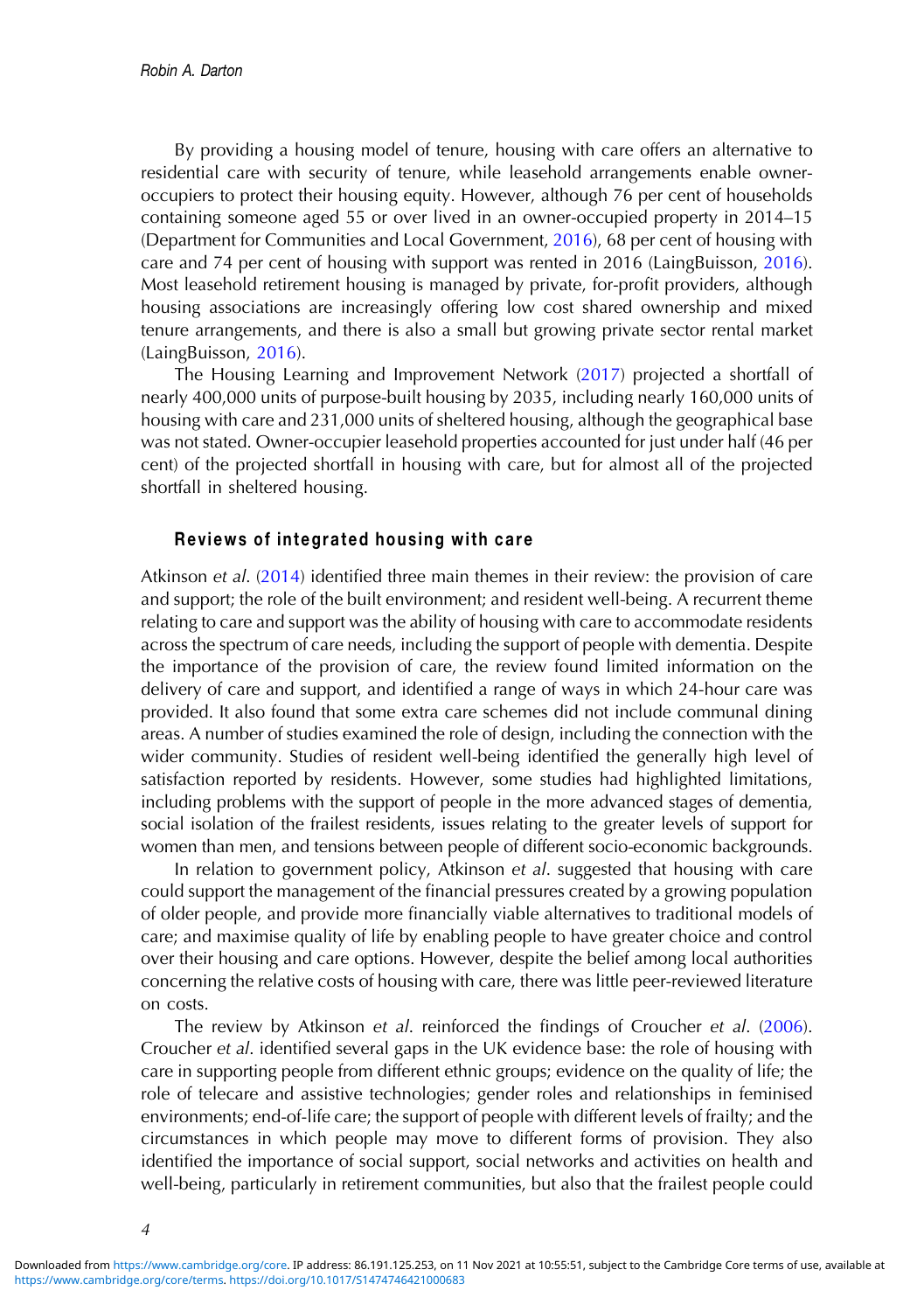By providing a housing model of tenure, housing with care offers an alternative to residential care with security of tenure, while leasehold arrangements enable owner-occupiers to protect their housing equity. However, although 76 per cent of households containing someone aged 55 or over lived in an owner-occupied property in 2014–15 (Department for Communities and Local Government, 2016), 68 per cent of housing with care and 74 per cent of housing with support was rented in 2016 (LaingBuisson, 2016). Most leasehold retirement housing is managed by private, for-profit providers, although housing associations are increasingly offering low cost shared ownership and mixed tenure arrangements, and there is also a small but growing private sector rental market (LaingBuisson, 2016).

The Housing Learning and Improvement Network (2017) projected a shortfall of nearly 400,000 units of purpose-built housing by 2035, including nearly 160,000 units of housing with care and 231,000 units of sheltered housing, although the geographical base was not stated. Owner-occupier leasehold properties accounted for just under half (46 per cent) of the projected shortfall in housing with care, but for almost all of the projected shortfall in sheltered housing.

## Reviews of integrated housing with care

Atkinson *et al*. (2014) identified three main themes in their review: the provision of care and support; the role of the built environment; and resident well-being. A recurrent theme relating to care and support was the ability of housing with care to accommodate residents across the spectrum of care needs, including the support of people with dementia. Despite the importance of the provision of care, the review found limited information on the delivery of care and support, and identified a range of ways in which 24-hour care was provided. It also found that some extra care schemes did not include communal dining areas. A number of studies examined the role of design, including the connection with the wider community. Studies of resident well-being identified the generally high level of satisfaction reported by residents. However, some studies had highlighted limitations, including problems with the support of people in the more advanced stages of dementia, social isolation of the frailest residents, issues relating to the greater levels of support for women than men, and tensions between people of different socio-economic backgrounds.

In relation to government policy, Atkinson *et al*. suggested that housing with care could support the management of the financial pressures created by a growing population of older people, and provide more financially viable alternatives to traditional models of care; and maximise quality of life by enabling people to have greater choice and control over their housing and care options. However, despite the belief among local authorities concerning the relative costs of housing with care, there was little peer-reviewed literature on costs.

The review by Atkinson *et al*. reinforced the findings of Croucher *et al*. (2006). Croucher *et al*. identified several gaps in the UK evidence base: the role of housing with care in supporting people from different ethnic groups; evidence on the quality of life; the role of telecare and assistive technologies; gender roles and relationships in feminised environments; end-of-life care; the support of people with different levels of frailty; and the circumstances in which people may move to different forms of provision. They also identified the importance of social support, social networks and activities on health and well-being, particularly in retirement communities, but also that the frailest people could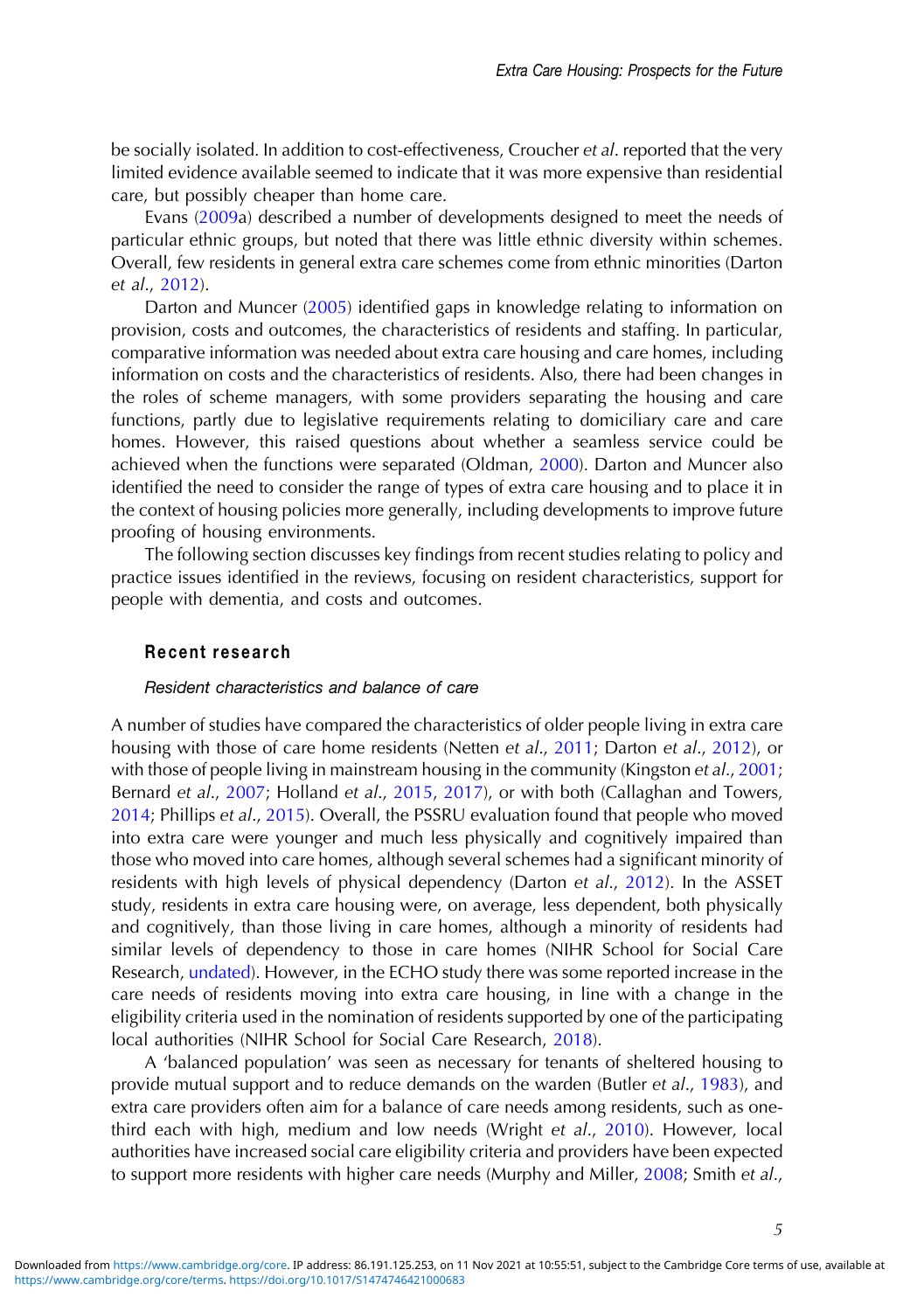be socially isolated. In addition to cost-effectiveness, Croucher *et al*. reported that the very limited evidence available seemed to indicate that it was more expensive than residential care, but possibly cheaper than home care.

Evans (2009a) described a number of developments designed to meet the needs of particular ethnic groups, but noted that there was little ethnic diversity within schemes. Overall, few residents in general extra care schemes come from ethnic minorities (Darton *et al*., 2012).

Darton and Muncer (2005) identified gaps in knowledge relating to information on provision, costs and outcomes, the characteristics of residents and staffing. In particular, comparative information was needed about extra care housing and care homes, including information on costs and the characteristics of residents. Also, there had been changes in the roles of scheme managers, with some providers separating the housing and care functions, partly due to legislative requirements relating to domiciliary care and care homes. However, this raised questions about whether a seamless service could be achieved when the functions were separated (Oldman, 2000). Darton and Muncer also identified the need to consider the range of types of extra care housing and to place it in the context of housing policies more generally, including developments to improve future proofing of housing environments.

The following section discusses key findings from recent studies relating to policy and practice issues identified in the reviews, focusing on resident characteristics, support for people with dementia, and costs and outcomes.

## Recent research

### *Resident characteristics and balance of care*

A number of studies have compared the characteristics of older people living in extra care housing with those of care home residents (Netten *et al*., 2011; Darton *et al*., 2012), or with those of people living in mainstream housing in the community (Kingston *et al*., 2001; Bernard *et al*., 2007; Holland *et al*., 2015, 2017), or with both (Callaghan and Towers, 2014; Phillips *et al*., 2015). Overall, the PSSRU evaluation found that people who moved into extra care were younger and much less physically and cognitively impaired than those who moved into care homes, although several schemes had a significant minority of residents with high levels of physical dependency (Darton *et al*., 2012). In the ASSET study, residents in extra care housing were, on average, less dependent, both physically and cognitively, than those living in care homes, although a minority of residents had similar levels of dependency to those in care homes (NIHR School for Social Care Research, undated). However, in the ECHO study there was some reported increase in the care needs of residents moving into extra care housing, in line with a change in the eligibility criteria used in the nomination of residents supported by one of the participating local authorities (NIHR School for Social Care Research, 2018).

A 'balanced population' was seen as necessary for tenants of sheltered housing to provide mutual support and to reduce demands on the warden (Butler *et al*., 1983), and extra care providers often aim for a balance of care needs among residents, such as one-third each with high, medium and low needs (Wright *et al*., 2010). However, local authorities have increased social care eligibility criteria and providers have been expected to support more residents with higher care needs (Murphy and Miller, 2008; Smith *et al*.,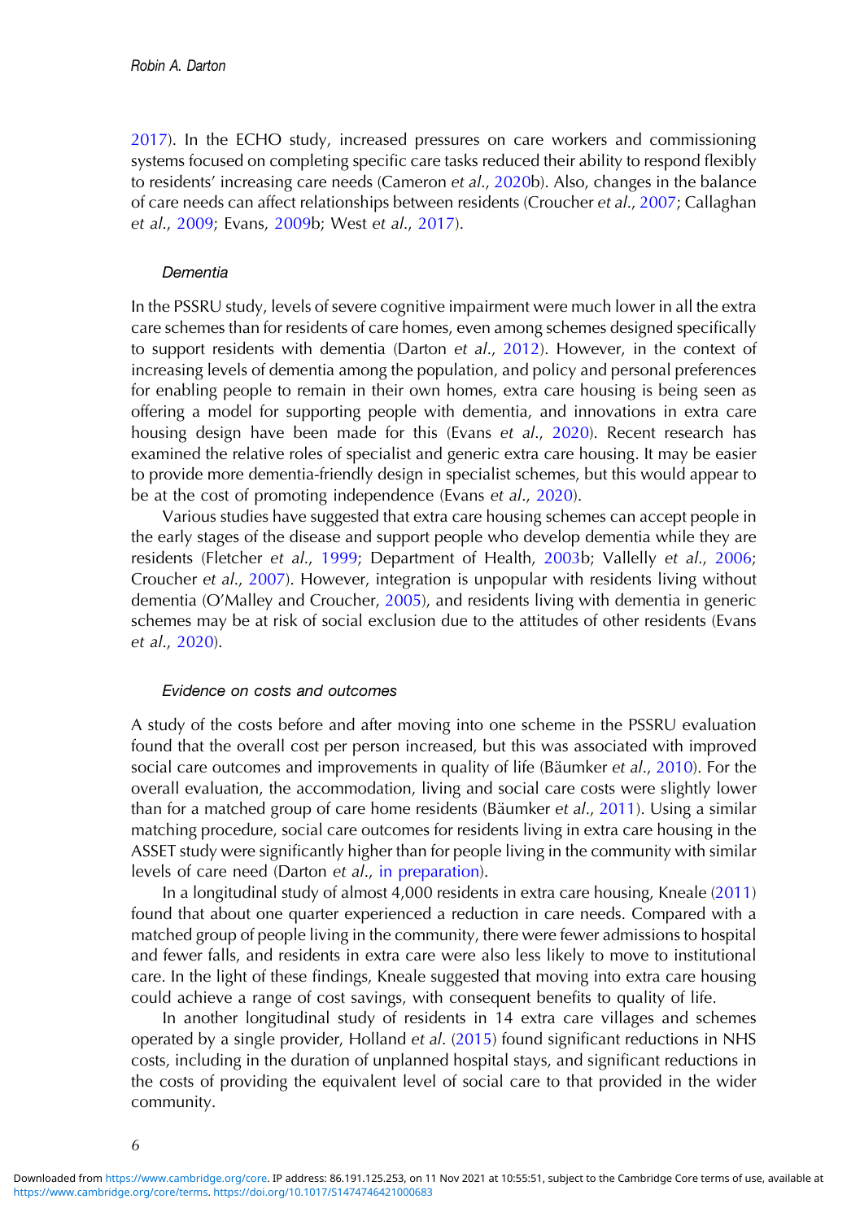2017). In the ECHO study, increased pressures on care workers and commissioning systems focused on completing specific care tasks reduced their ability to respond flexibly to residents' increasing care needs (Cameron *et al.*, 2020b). Also, changes in the balance of care needs can affect relationships between residents (Croucher *et al.*, 2007; Callaghan *et al.*, 2009; Evans, 2009b; West *et al.*, 2017).

### *Dementia*

In the PSSRU study, levels of severe cognitive impairment were much lower in all the extra care schemes than for residents of care homes, even among schemes designed specifically to support residents with dementia (Darton *et al.*, 2012). However, in the context of increasing levels of dementia among the population, and policy and personal preferences for enabling people to remain in their own homes, extra care housing is being seen as offering a model for supporting people with dementia, and innovations in extra care housing design have been made for this (Evans *et al.*, 2020). Recent research has examined the relative roles of specialist and generic extra care housing. It may be easier to provide more dementia-friendly design in specialist schemes, but this would appear to be at the cost of promoting independence (Evans *et al.*, 2020).

Various studies have suggested that extra care housing schemes can accept people in the early stages of the disease and support people who develop dementia while they are residents (Fletcher *et al.*, 1999; Department of Health, 2003b; Vallelly *et al.*, 2006; Croucher *et al.*, 2007). However, integration is unpopular with residents living without dementia (O'Malley and Croucher, 2005), and residents living with dementia in generic schemes may be at risk of social exclusion due to the attitudes of other residents (Evans *et al.*, 2020).

### *Evidence on costs and outcomes*

A study of the costs before and after moving into one scheme in the PSSRU evaluation found that the overall cost per person increased, but this was associated with improved social care outcomes and improvements in quality of life (Bäumker *et al.*, 2010). For the overall evaluation, the accommodation, living and social care costs were slightly lower than for a matched group of care home residents (Bäumker *et al.*, 2011). Using a similar matching procedure, social care outcomes for residents living in extra care housing in the ASSET study were significantly higher than for people living in the community with similar levels of care need (Darton *et al.*, in preparation).

In a longitudinal study of almost 4,000 residents in extra care housing, Kneale (2011) found that about one quarter experienced a reduction in care needs. Compared with a matched group of people living in the community, there were fewer admissions to hospital and fewer falls, and residents in extra care were also less likely to move to institutional care. In the light of these findings, Kneale suggested that moving into extra care housing could achieve a range of cost savings, with consequent benefits to quality of life.

In another longitudinal study of residents in 14 extra care villages and schemes operated by a single provider, Holland *et al.* (2015) found significant reductions in NHS costs, including in the duration of unplanned hospital stays, and significant reductions in the costs of providing the equivalent level of social care to that provided in the wider community.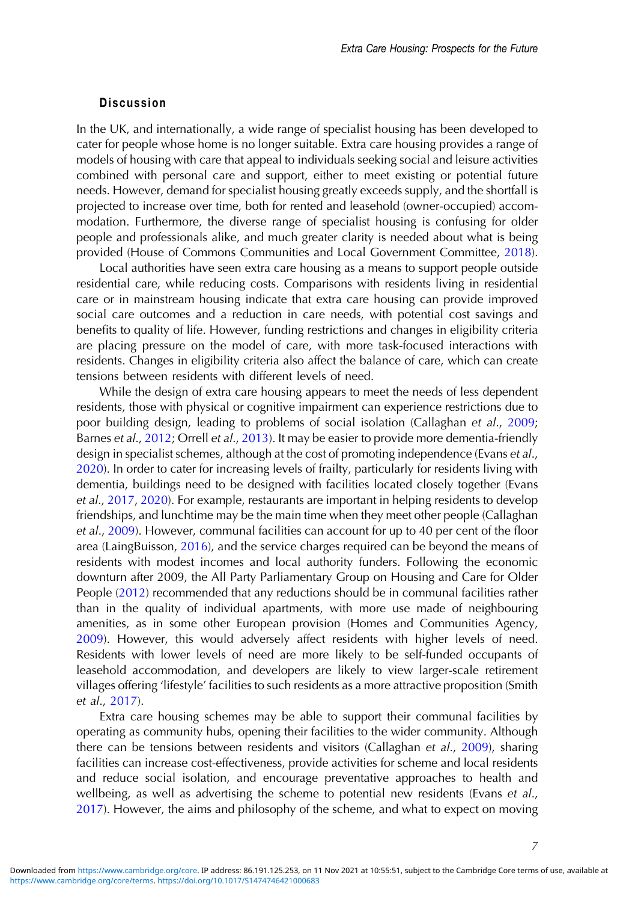## Discussion

In the UK, and internationally, a wide range of specialist housing has been developed to cater for people whose home is no longer suitable. Extra care housing provides a range of models of housing with care that appeal to individuals seeking social and leisure activities combined with personal care and support, either to meet existing or potential future needs. However, demand for specialist housing greatly exceeds supply, and the shortfall is projected to increase over time, both for rented and leasehold (owner-occupied) accommodation. Furthermore, the diverse range of specialist housing is confusing for older people and professionals alike, and much greater clarity is needed about what is being provided (House of Commons Communities and Local Government Committee, 2018).

Local authorities have seen extra care housing as a means to support people outside residential care, while reducing costs. Comparisons with residents living in residential care or in mainstream housing indicate that extra care housing can provide improved social care outcomes and a reduction in care needs, with potential cost savings and benefits to quality of life. However, funding restrictions and changes in eligibility criteria are placing pressure on the model of care, with more task-focused interactions with residents. Changes in eligibility criteria also affect the balance of care, which can create tensions between residents with different levels of need.

While the design of extra care housing appears to meet the needs of less dependent residents, those with physical or cognitive impairment can experience restrictions due to poor building design, leading to problems of social isolation (Callaghan *et al.*, 2009; Barnes *et al.*, 2012; Orrell *et al.*, 2013). It may be easier to provide more dementia-friendly design in specialist schemes, although at the cost of promoting independence (Evans *et al.*, 2020). In order to cater for increasing levels of frailty, particularly for residents living with dementia, buildings need to be designed with facilities located closely together (Evans *et al.*, 2017, 2020). For example, restaurants are important in helping residents to develop friendships, and lunchtime may be the main time when they meet other people (Callaghan *et al.*, 2009). However, communal facilities can account for up to 40 per cent of the floor area (LaingBuisson, 2016), and the service charges required can be beyond the means of residents with modest incomes and local authority funders. Following the economic downturn after 2009, the All Party Parliamentary Group on Housing and Care for Older People (2012) recommended that any reductions should be in communal facilities rather than in the quality of individual apartments, with more use made of neighbouring amenities, as in some other European provision (Homes and Communities Agency, 2009). However, this would adversely affect residents with higher levels of need. Residents with lower levels of need are more likely to be self-funded occupants of leasehold accommodation, and developers are likely to view larger-scale retirement villages offering 'lifestyle' facilities to such residents as a more attractive proposition (Smith *et al.*, 2017).

Extra care housing schemes may be able to support their communal facilities by operating as community hubs, opening their facilities to the wider community. Although there can be tensions between residents and visitors (Callaghan *et al.*, 2009), sharing facilities can increase cost-effectiveness, provide activities for scheme and local residents and reduce social isolation, and encourage preventative approaches to health and wellbeing, as well as advertising the scheme to potential new residents (Evans *et al.*, 2017). However, the aims and philosophy of the scheme, and what to expect on moving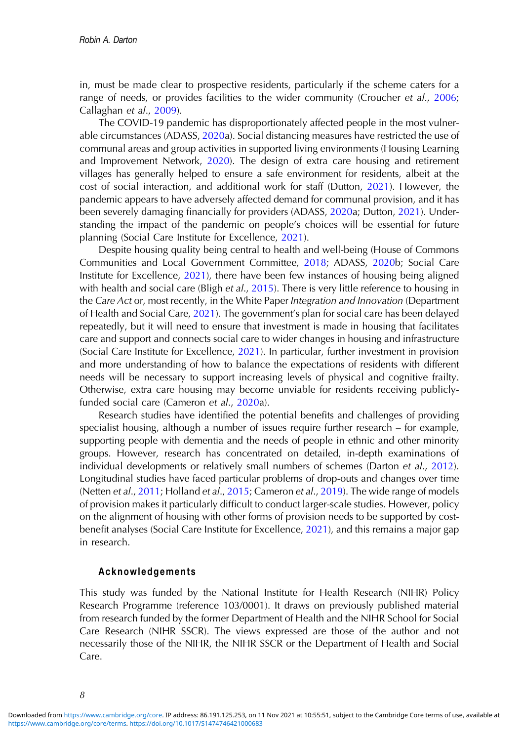in, must be made clear to prospective residents, particularly if the scheme caters for a range of needs, or provides facilities to the wider community (Croucher *et al*., 2006; Callaghan *et al*., 2009).

The COVID-19 pandemic has disproportionately affected people in the most vulnerable circumstances (ADASS, 2020a). Social distancing measures have restricted the use of communal areas and group activities in supported living environments (Housing Learning and Improvement Network, 2020). The design of extra care housing and retirement villages has generally helped to ensure a safe environment for residents, albeit at the cost of social interaction, and additional work for staff (Dutton, 2021). However, the pandemic appears to have adversely affected demand for communal provision, and it has been severely damaging financially for providers (ADASS, 2020a; Dutton, 2021). Understanding the impact of the pandemic on people's choices will be essential for future planning (Social Care Institute for Excellence, 2021).

Despite housing quality being central to health and well-being (House of Commons Communities and Local Government Committee, 2018; ADASS, 2020b; Social Care Institute for Excellence, 2021), there have been few instances of housing being aligned with health and social care (Bligh *et al*., 2015). There is very little reference to housing in the *Care Act* or, most recently, in the White Paper *Integration and Innovation* (Department of Health and Social Care, 2021). The government's plan for social care has been delayed repeatedly, but it will need to ensure that investment is made in housing that facilitates care and support and connects social care to wider changes in housing and infrastructure (Social Care Institute for Excellence, 2021). In particular, further investment in provision and more understanding of how to balance the expectations of residents with different needs will be necessary to support increasing levels of physical and cognitive frailty. Otherwise, extra care housing may become unviable for residents receiving publicly-funded social care (Cameron *et al*., 2020a).

Research studies have identified the potential benefits and challenges of providing specialist housing, although a number of issues require further research – for example, supporting people with dementia and the needs of people in ethnic and other minority groups. However, research has concentrated on detailed, in-depth examinations of individual developments or relatively small numbers of schemes (Darton *et al*., 2012). Longitudinal studies have faced particular problems of drop-outs and changes over time (Netten *et al*., 2011; Holland *et al*., 2015; Cameron *et al*., 2019). The wide range of models of provision makes it particularly difficult to conduct larger-scale studies. However, policy on the alignment of housing with other forms of provision needs to be supported by cost-benefit analyses (Social Care Institute for Excellence, 2021), and this remains a major gap in research.

## Acknowledgements

This study was funded by the National Institute for Health Research (NIHR) Policy Research Programme (reference 103/0001). It draws on previously published material from research funded by the former Department of Health and the NIHR School for Social Care Research (NIHR SSCR). The views expressed are those of the author and not necessarily those of the NIHR, the NIHR SSCR or the Department of Health and Social Care.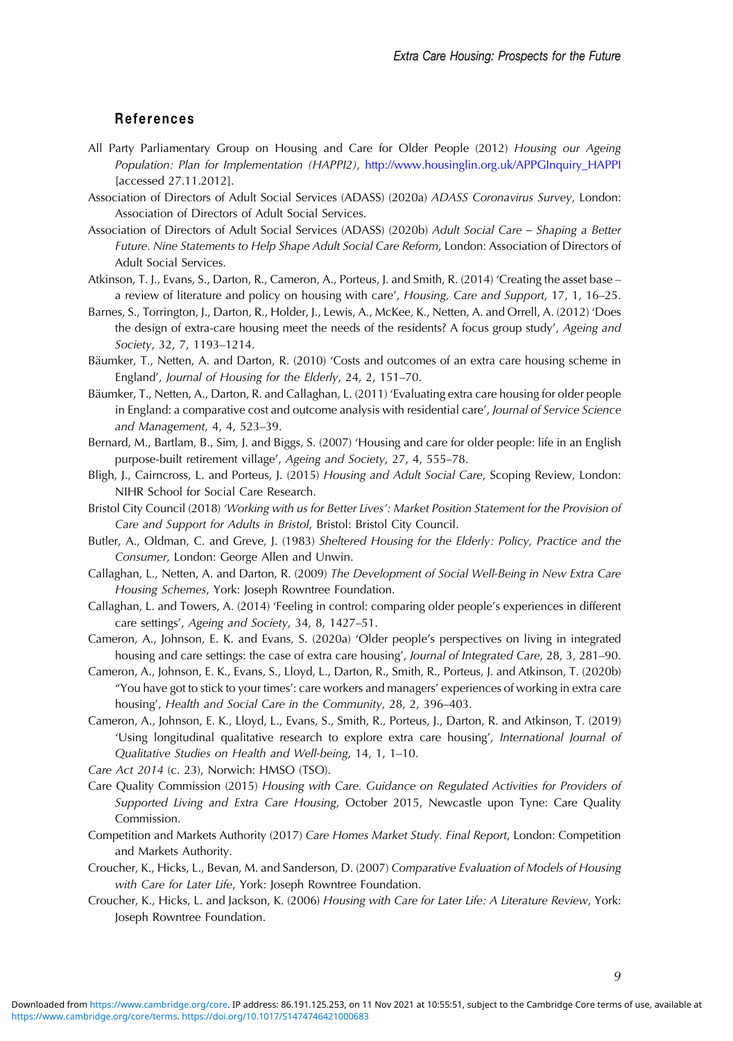## References

All Party Parliamentary Group on Housing and Care for Older People (2012) *Housing our Ageing Population: Plan for Implementation (HAPPI2)*, http://www.housinglin.org.uk/APPGInquiry_HAPPI [accessed 27.11.2012].

Association of Directors of Adult Social Services (ADASS) (2020a) *ADASS Coronavirus Survey*, London: Association of Directors of Adult Social Services.

Association of Directors of Adult Social Services (ADASS) (2020b) *Adult Social Care – Shaping a Better Future. Nine Statements to Help Shape Adult Social Care Reform*, London: Association of Directors of Adult Social Services.

Atkinson, T. J., Evans, S., Darton, R., Cameron, A., Porteus, J. and Smith, R. (2014) 'Creating the asset base – a review of literature and policy on housing with care', *Housing, Care and Support*, 17, 1, 16–25.

Barnes, S., Torrington, J., Darton, R., Holder, J., Lewis, A., McKee, K., Netten, A. and Orrell, A. (2012) 'Does the design of extra-care housing meet the needs of the residents? A focus group study', *Ageing and Society*, 32, 7, 1193–1214.

Bäumker, T., Netten, A. and Darton, R. (2010) 'Costs and outcomes of an extra care housing scheme in England', *Journal of Housing for the Elderly*, 24, 2, 151–70.

Bäumker, T., Netten, A., Darton, R. and Callaghan, L. (2011) 'Evaluating extra care housing for older people in England: a comparative cost and outcome analysis with residential care', *Journal of Service Science and Management*, 4, 4, 523–39.

Bernard, M., Bartlam, B., Sim, J. and Biggs, S. (2007) 'Housing and care for older people: life in an English purpose-built retirement village', *Ageing and Society*, 27, 4, 555–78.

Bligh, J., Cairncross, L. and Porteus, J. (2015) *Housing and Adult Social Care*, Scoping Review, London: NIHR School for Social Care Research.

Bristol City Council (2018) *'Working with us for Better Lives': Market Position Statement for the Provision of Care and Support for Adults in Bristol*, Bristol: Bristol City Council.

Butler, A., Oldman, C. and Greve, J. (1983) *Sheltered Housing for the Elderly: Policy, Practice and the Consumer*, London: George Allen and Unwin.

Callaghan, L., Netten, A. and Darton, R. (2009) *The Development of Social Well-Being in New Extra Care Housing Schemes*, York: Joseph Rowntree Foundation.

Callaghan, L. and Towers, A. (2014) 'Feeling in control: comparing older people's experiences in different care settings', *Ageing and Society*, 34, 8, 1427–51.

Cameron, A., Johnson, E. K. and Evans, S. (2020a) 'Older people's perspectives on living in integrated housing and care settings: the case of extra care housing', *Journal of Integrated Care*, 28, 3, 281–90.

Cameron, A., Johnson, E. K., Evans, S., Lloyd, L., Darton, R., Smith, R., Porteus, J. and Atkinson, T. (2020b) "You have got to stick to your times': care workers and managers' experiences of working in extra care housing', *Health and Social Care in the Community*, 28, 2, 396–403.

Cameron, A., Johnson, E. K., Lloyd, L., Evans, S., Smith, R., Porteus, J., Darton, R. and Atkinson, T. (2019) 'Using longitudinal qualitative research to explore extra care housing', *International Journal of Qualitative Studies on Health and Well-being*, 14, 1, 1–10.

*Care Act 2014* (c. 23), Norwich: HMSO (TSO).

Care Quality Commission (2015) *Housing with Care. Guidance on Regulated Activities for Providers of Supported Living and Extra Care Housing*, October 2015, Newcastle upon Tyne: Care Quality Commission.

Competition and Markets Authority (2017) *Care Homes Market Study. Final Report*, London: Competition and Markets Authority.

Croucher, K., Hicks, L., Bevan, M. and Sanderson, D. (2007) *Comparative Evaluation of Models of Housing with Care for Later Life*, York: Joseph Rowntree Foundation.

Croucher, K., Hicks, L. and Jackson, K. (2006) *Housing with Care for Later Life: A Literature Review*, York: Joseph Rowntree Foundation.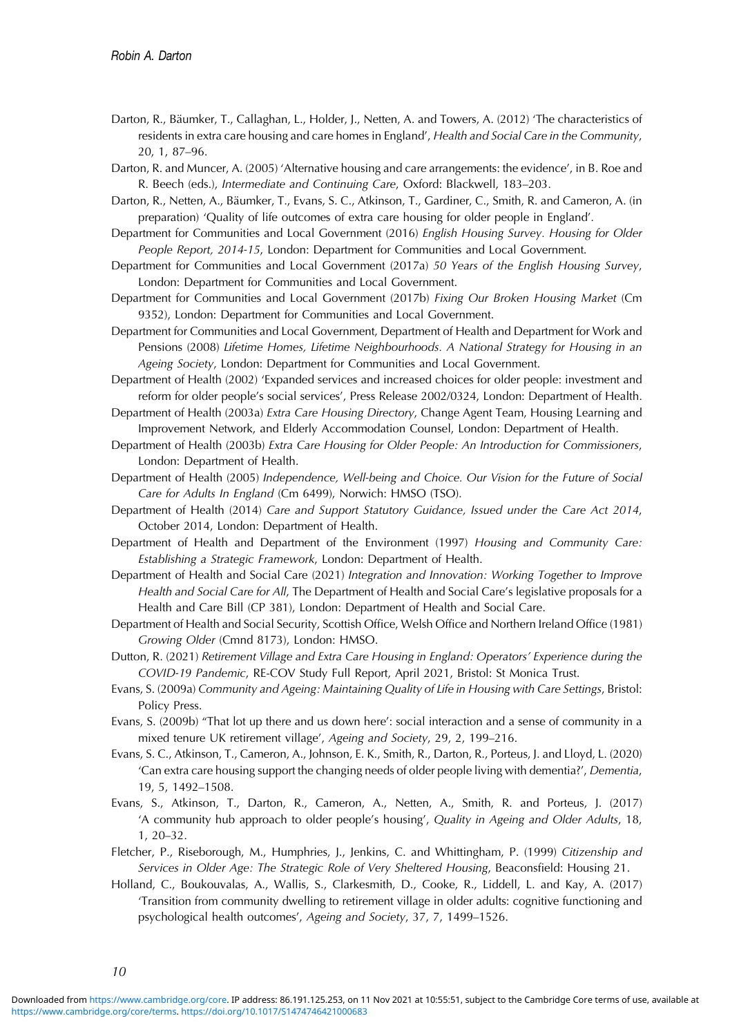Darton, R., Bäumker, T., Callaghan, L., Holder, J., Netten, A. and Towers, A. (2012) 'The characteristics of residents in extra care housing and care homes in England', *Health and Social Care in the Community*, 20, 1, 87–96.

Darton, R. and Muncer, A. (2005) 'Alternative housing and care arrangements: the evidence', in B. Roe and R. Beech (eds.), *Intermediate and Continuing Care*, Oxford: Blackwell, 183–203.

Darton, R., Netten, A., Bäumker, T., Evans, S. C., Atkinson, T., Gardiner, C., Smith, R. and Cameron, A. (in preparation) 'Quality of life outcomes of extra care housing for older people in England'.

Department for Communities and Local Government (2016) *English Housing Survey. Housing for Older People Report, 2014-15*, London: Department for Communities and Local Government.

Department for Communities and Local Government (2017a) *50 Years of the English Housing Survey*, London: Department for Communities and Local Government.

Department for Communities and Local Government (2017b) *Fixing Our Broken Housing Market* (Cm 9352), London: Department for Communities and Local Government.

Department for Communities and Local Government, Department of Health and Department for Work and Pensions (2008) *Lifetime Homes, Lifetime Neighbourhoods. A National Strategy for Housing in an Ageing Society*, London: Department for Communities and Local Government.

Department of Health (2002) 'Expanded services and increased choices for older people: investment and reform for older people's social services', Press Release 2002/0324, London: Department of Health.

Department of Health (2003a) *Extra Care Housing Directory*, Change Agent Team, Housing Learning and Improvement Network, and Elderly Accommodation Counsel, London: Department of Health.

Department of Health (2003b) *Extra Care Housing for Older People: An Introduction for Commissioners*, London: Department of Health.

Department of Health (2005) *Independence, Well-being and Choice. Our Vision for the Future of Social Care for Adults In England* (Cm 6499), Norwich: HMSO (TSO).

Department of Health (2014) *Care and Support Statutory Guidance, Issued under the Care Act 2014*, October 2014, London: Department of Health.

Department of Health and Department of the Environment (1997) *Housing and Community Care: Establishing a Strategic Framework*, London: Department of Health.

Department of Health and Social Care (2021) *Integration and Innovation: Working Together to Improve Health and Social Care for All*, The Department of Health and Social Care's legislative proposals for a Health and Care Bill (CP 381), London: Department of Health and Social Care.

Department of Health and Social Security, Scottish Office, Welsh Office and Northern Ireland Office (1981) *Growing Older* (Cmnd 8173), London: HMSO.

Dutton, R. (2021) *Retirement Village and Extra Care Housing in England: Operators' Experience during the COVID-19 Pandemic*, RE-COV Study Full Report, April 2021, Bristol: St Monica Trust.

Evans, S. (2009a) *Community and Ageing: Maintaining Quality of Life in Housing with Care Settings*, Bristol: Policy Press.

Evans, S. (2009b) ''That lot up there and us down here': social interaction and a sense of community in a mixed tenure UK retirement village', *Ageing and Society*, 29, 2, 199–216.

Evans, S. C., Atkinson, T., Cameron, A., Johnson, E. K., Smith, R., Darton, R., Porteus, J. and Lloyd, L. (2020) 'Can extra care housing support the changing needs of older people living with dementia?', *Dementia*, 19, 5, 1492–1508.

Evans, S., Atkinson, T., Darton, R., Cameron, A., Netten, A., Smith, R. and Porteus, J. (2017) 'A community hub approach to older people's housing', *Quality in Ageing and Older Adults*, 18, 1, 20–32.

Fletcher, P., Riseborough, M., Humphries, J., Jenkins, C. and Whittingham, P. (1999) *Citizenship and Services in Older Age: The Strategic Role of Very Sheltered Housing*, Beaconsfield: Housing 21.

Holland, C., Boukouvalas, A., Wallis, S., Clarkesmith, D., Cooke, R., Liddell, L. and Kay, A. (2017) 'Transition from community dwelling to retirement village in older adults: cognitive functioning and psychological health outcomes', *Ageing and Society*, 37, 7, 1499–1526.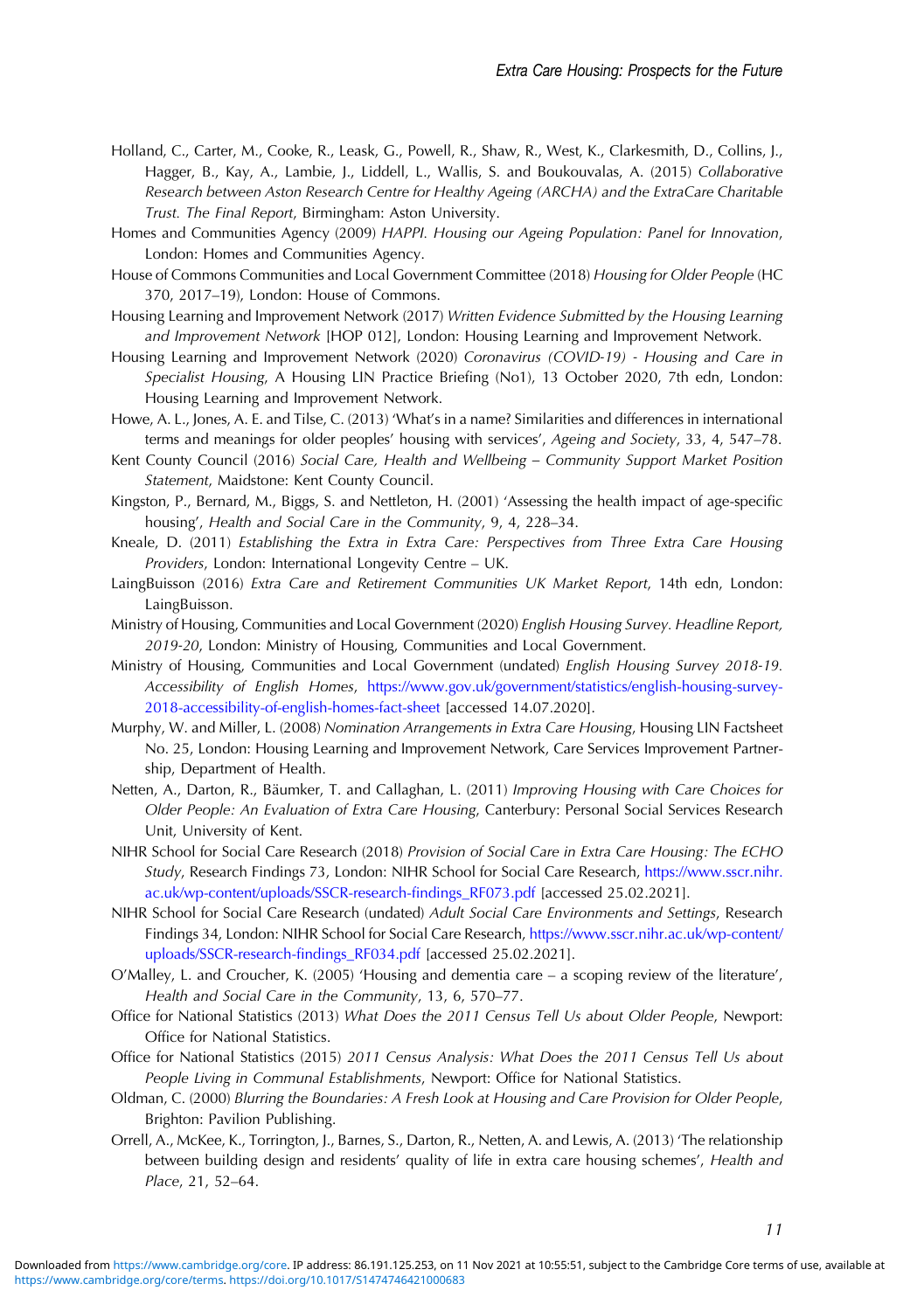Holland, C., Carter, M., Cooke, R., Leask, G., Powell, R., Shaw, R., West, K., Clarkesmith, D., Collins, J., Hagger, B., Kay, A., Lambie, J., Liddell, L., Wallis, S. and Boukouvalas, A. (2015) *Collaborative Research between Aston Research Centre for Healthy Ageing (ARCHA) and the ExtraCare Charitable Trust. The Final Report*, Birmingham: Aston University.

Homes and Communities Agency (2009) *HAPPI. Housing our Ageing Population: Panel for Innovation*, London: Homes and Communities Agency.

House of Commons Communities and Local Government Committee (2018) *Housing for Older People* (HC 370, 2017–19), London: House of Commons.

Housing Learning and Improvement Network (2017) *Written Evidence Submitted by the Housing Learning and Improvement Network* [HOP 012], London: Housing Learning and Improvement Network.

Housing Learning and Improvement Network (2020) *Coronavirus (COVID-19) - Housing and Care in Specialist Housing*, A Housing LIN Practice Briefing (No1), 13 October 2020, 7th edn, London: Housing Learning and Improvement Network.

Howe, A. L., Jones, A. E. and Tilse, C. (2013) 'What's in a name? Similarities and differences in international terms and meanings for older peoples' housing with services', *Ageing and Society*, 33, 4, 547–78.

Kent County Council (2016) *Social Care, Health and Wellbeing – Community Support Market Position Statement*, Maidstone: Kent County Council.

Kingston, P., Bernard, M., Biggs, S. and Nettleton, H. (2001) 'Assessing the health impact of age-specific housing', *Health and Social Care in the Community*, 9, 4, 228–34.

Kneale, D. (2011) *Establishing the Extra in Extra Care: Perspectives from Three Extra Care Housing Providers*, London: International Longevity Centre – UK.

LaingBuisson (2016) *Extra Care and Retirement Communities UK Market Report*, 14th edn, London: LaingBuisson.

Ministry of Housing, Communities and Local Government (2020) *English Housing Survey. Headline Report, 2019-20*, London: Ministry of Housing, Communities and Local Government.

Ministry of Housing, Communities and Local Government (undated) *English Housing Survey 2018-19. Accessibility of English Homes*, https://www.gov.uk/government/statistics/english-housing-survey-2018-accessibility-of-english-homes-fact-sheet [accessed 14.07.2020].

Murphy, W. and Miller, L. (2008) *Nomination Arrangements in Extra Care Housing*, Housing LIN Factsheet No. 25, London: Housing Learning and Improvement Network, Care Services Improvement Partnership, Department of Health.

Netten, A., Darton, R., Bäumker, T. and Callaghan, L. (2011) *Improving Housing with Care Choices for Older People: An Evaluation of Extra Care Housing*, Canterbury: Personal Social Services Research Unit, University of Kent.

NIHR School for Social Care Research (2018) *Provision of Social Care in Extra Care Housing: The ECHO Study*, Research Findings 73, London: NIHR School for Social Care Research, https://www.sscr.nihr.ac.uk/wp-content/uploads/SSCR-research-findings_RF073.pdf [accessed 25.02.2021].

NIHR School for Social Care Research (undated) *Adult Social Care Environments and Settings*, Research Findings 34, London: NIHR School for Social Care Research, https://www.sscr.nihr.ac.uk/wp-content/uploads/SSCR-research-findings_RF034.pdf [accessed 25.02.2021].

O'Malley, L. and Croucher, K. (2005) 'Housing and dementia care – a scoping review of the literature', *Health and Social Care in the Community*, 13, 6, 570–77.

Office for National Statistics (2013) *What Does the 2011 Census Tell Us about Older People*, Newport: Office for National Statistics.

Office for National Statistics (2015) *2011 Census Analysis: What Does the 2011 Census Tell Us about People Living in Communal Establishments*, Newport: Office for National Statistics.

Oldman, C. (2000) *Blurring the Boundaries: A Fresh Look at Housing and Care Provision for Older People*, Brighton: Pavilion Publishing.

Orrell, A., McKee, K., Torrington, J., Barnes, S., Darton, R., Netten, A. and Lewis, A. (2013) 'The relationship between building design and residents' quality of life in extra care housing schemes', *Health and Place*, 21, 52–64.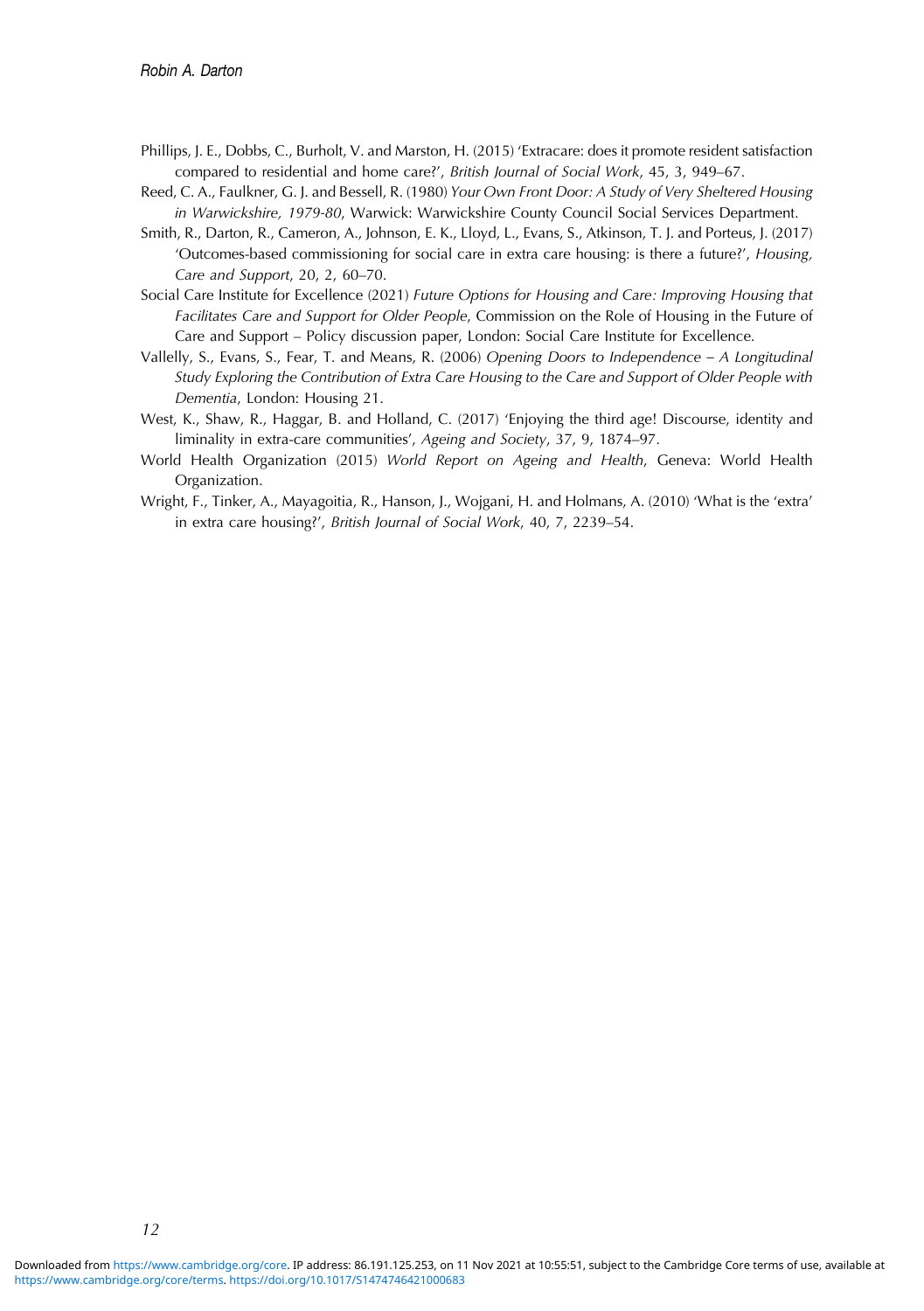Phillips, J. E., Dobbs, C., Burholt, V. and Marston, H. (2015) 'Extracare: does it promote resident satisfaction compared to residential and home care?', *British Journal of Social Work*, 45, 3, 949–67.

Reed, C. A., Faulkner, G. J. and Bessell, R. (1980) *Your Own Front Door: A Study of Very Sheltered Housing in Warwickshire, 1979-80*, Warwick: Warwickshire County Council Social Services Department.

Smith, R., Darton, R., Cameron, A., Johnson, E. K., Lloyd, L., Evans, S., Atkinson, T. J. and Porteus, J. (2017) 'Outcomes-based commissioning for social care in extra care housing: is there a future?', *Housing, Care and Support*, 20, 2, 60–70.

Social Care Institute for Excellence (2021) *Future Options for Housing and Care: Improving Housing that Facilitates Care and Support for Older People*, Commission on the Role of Housing in the Future of Care and Support – Policy discussion paper, London: Social Care Institute for Excellence.

Vallelly, S., Evans, S., Fear, T. and Means, R. (2006) *Opening Doors to Independence – A Longitudinal Study Exploring the Contribution of Extra Care Housing to the Care and Support of Older People with Dementia*, London: Housing 21.

West, K., Shaw, R., Haggar, B. and Holland, C. (2017) 'Enjoying the third age! Discourse, identity and liminality in extra-care communities', *Ageing and Society*, 37, 9, 1874–97.

World Health Organization (2015) *World Report on Ageing and Health*, Geneva: World Health Organization.

Wright, F., Tinker, A., Mayagoitia, R., Hanson, J., Wojgani, H. and Holmans, A. (2010) 'What is the 'extra' in extra care housing?', *British Journal of Social Work*, 40, 7, 2239–54.